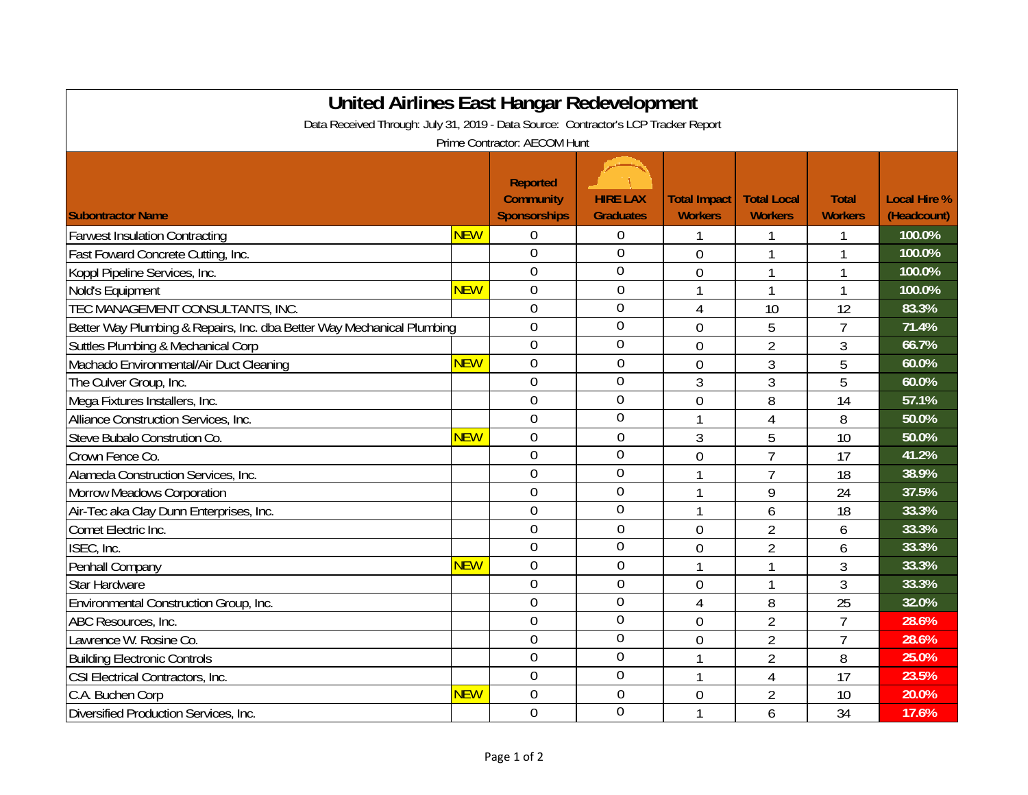# United Airlines East Hangar Redevelopment

Data Received Through: July 31, 2019 - Data Source: Contractor's LCP Tracker Report

Prime Contractor: AECOM Hunt

| Subontractor Name | | Reported Community Sponsorships | HIRE LAX Graduates | Total Impact Workers | Total Local Workers | Total Workers | Local Hire % (Headcount) |
|---|---|---|---|---|---|---|---|
| Farwest Insulation Contracting | NEW | 0 | 0 | 1 | 1 | 1 | 100.0% |
| Fast Foward Concrete Cutting, Inc. | | 0 | 0 | 0 | 1 | 1 | 100.0% |
| Koppl Pipeline Services, Inc. | | 0 | 0 | 0 | 1 | 1 | 100.0% |
| Nold's Equipment | NEW | 0 | 0 | 1 | 1 | 1 | 100.0% |
| TEC MANAGEMENT CONSULTANTS, INC. | | 0 | 0 | 4 | 10 | 12 | 83.3% |
| Better Way Plumbing & Repairs, Inc. dba Better Way Mechanical Plumbing | | 0 | 0 | 0 | 5 | 7 | 71.4% |
| Suttles Plumbing & Mechanical Corp | | 0 | 0 | 0 | 2 | 3 | 66.7% |
| Machado Environmental/Air Duct Cleaning | NEW | 0 | 0 | 0 | 3 | 5 | 60.0% |
| The Culver Group, Inc. | | 0 | 0 | 3 | 3 | 5 | 60.0% |
| Mega Fixtures Installers, Inc. | | 0 | 0 | 0 | 8 | 14 | 57.1% |
| Alliance Construction Services, Inc. | | 0 | 0 | 1 | 4 | 8 | 50.0% |
| Steve Bubalo Constrution Co. | NEW | 0 | 0 | 3 | 5 | 10 | 50.0% |
| Crown Fence Co. | | 0 | 0 | 0 | 7 | 17 | 41.2% |
| Alameda Construction Services, Inc. | | 0 | 0 | 1 | 7 | 18 | 38.9% |
| Morrow Meadows Corporation | | 0 | 0 | 1 | 9 | 24 | 37.5% |
| Air-Tec aka Clay Dunn Enterprises, Inc. | | 0 | 0 | 1 | 6 | 18 | 33.3% |
| Comet Electric Inc. | | 0 | 0 | 0 | 2 | 6 | 33.3% |
| ISEC, Inc. | | 0 | 0 | 0 | 2 | 6 | 33.3% |
| Penhall Company | NEW | 0 | 0 | 1 | 1 | 3 | 33.3% |
| Star Hardware | | 0 | 0 | 0 | 1 | 3 | 33.3% |
| Environmental Construction Group, Inc. | | 0 | 0 | 4 | 8 | 25 | 32.0% |
| ABC Resources, Inc. | | 0 | 0 | 0 | 2 | 7 | 28.6% |
| Lawrence W. Rosine Co. | | 0 | 0 | 0 | 2 | 7 | 28.6% |
| Building Electronic Controls | | 0 | 0 | 1 | 2 | 8 | 25.0% |
| CSI Electrical Contractors, Inc. | | 0 | 0 | 1 | 4 | 17 | 23.5% |
| C.A. Buchen Corp | NEW | 0 | 0 | 0 | 2 | 10 | 20.0% |
| Diversified Production Services, Inc. | | 0 | 0 | 1 | 6 | 34 | 17.6% |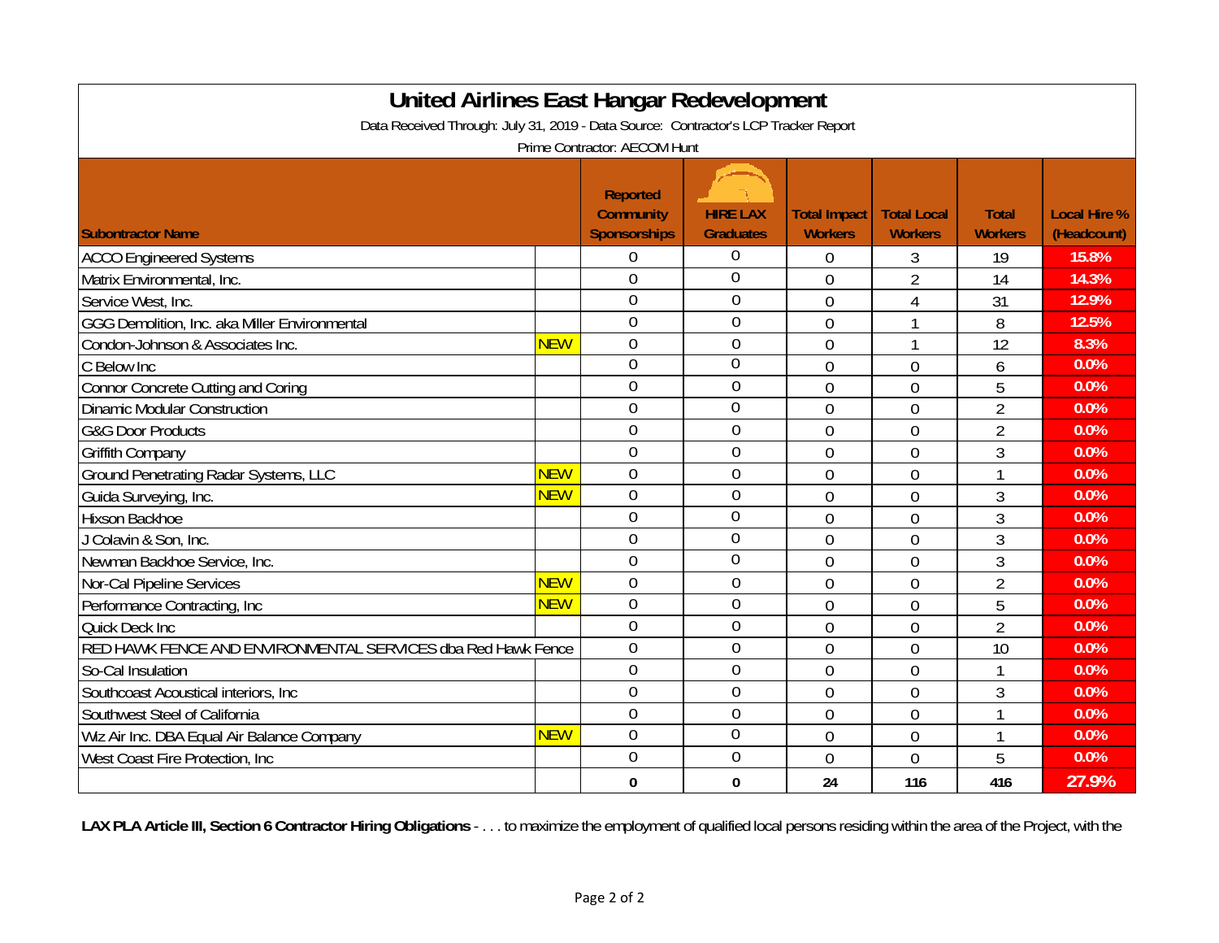# United Airlines East Hangar Redevelopment

Data Received Through: July 31, 2019 - Data Source: Contractor's LCP Tracker Report

Prime Contractor: AECOM Hunt

| Subontractor Name | | Reported Community Sponsorships | HIRE LAX Graduates | Total Impact Workers | Total Local Workers | Total Workers | Local Hire % (Headcount) |
|---|---|---|---|---|---|---|---|
| ACCO Engineered Systems | | 0 | 0 | 0 | 3 | 19 | 15.8% |
| Matrix Environmental, Inc. | | 0 | 0 | 0 | 2 | 14 | 14.3% |
| Service West, Inc. | | 0 | 0 | 0 | 4 | 31 | 12.9% |
| GGG Demolition, Inc. aka Miller Environmental | | 0 | 0 | 0 | 1 | 8 | 12.5% |
| Condon-Johnson & Associates Inc. | NEW | 0 | 0 | 0 | 1 | 12 | 8.3% |
| C Below Inc | | 0 | 0 | 0 | 0 | 6 | 0.0% |
| Connor Concrete Cutting and Coring | | 0 | 0 | 0 | 0 | 5 | 0.0% |
| Dinamic Modular Construction | | 0 | 0 | 0 | 0 | 2 | 0.0% |
| G&G Door Products | | 0 | 0 | 0 | 0 | 2 | 0.0% |
| Griffith Company | | 0 | 0 | 0 | 0 | 3 | 0.0% |
| Ground Penetrating Radar Systems, LLC | NEW | 0 | 0 | 0 | 0 | 1 | 0.0% |
| Guida Surveying, Inc. | NEW | 0 | 0 | 0 | 0 | 3 | 0.0% |
| Hixson Backhoe | | 0 | 0 | 0 | 0 | 3 | 0.0% |
| J Colavin & Son, Inc. | | 0 | 0 | 0 | 0 | 3 | 0.0% |
| Newman Backhoe Service, Inc. | | 0 | 0 | 0 | 0 | 3 | 0.0% |
| Nor-Cal Pipeline Services | NEW | 0 | 0 | 0 | 0 | 2 | 0.0% |
| Performance Contracting, Inc | NEW | 0 | 0 | 0 | 0 | 5 | 0.0% |
| Quick Deck Inc | | 0 | 0 | 0 | 0 | 2 | 0.0% |
| RED HAWK FENCE AND ENVIRONMENTAL SERVICES dba Red Hawk Fence | | 0 | 0 | 0 | 0 | 10 | 0.0% |
| So-Cal Insulation | | 0 | 0 | 0 | 0 | 1 | 0.0% |
| Southcoast Acoustical interiors, Inc | | 0 | 0 | 0 | 0 | 3 | 0.0% |
| Southwest Steel of California | | 0 | 0 | 0 | 0 | 1 | 0.0% |
| Wiz Air Inc. DBA Equal Air Balance Company | NEW | 0 | 0 | 0 | 0 | 1 | 0.0% |
| West Coast Fire Protection, Inc | | 0 | 0 | 0 | 0 | 5 | 0.0% |
| | | **0** | **0** | **24** | **116** | **416** | **27.9%** |

**LAX PLA Article III, Section 6 Contractor Hiring Obligations** - . . . to maximize the employment of qualified local persons residing within the area of the Project, with the